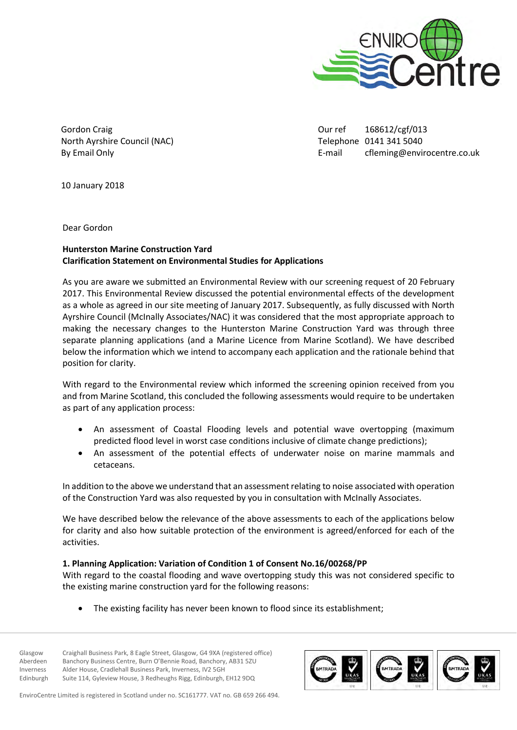Gordon Craig
North Ayrshire Council (NAC)
By Email Only

Our ref 168612/cgf/013
Telephone 0141 341 5040
E-mail cfleming@envirocentre.co.uk

10 January 2018

Dear Gordon

**Hunterston Marine Construction Yard**
**Clarification Statement on Environmental Studies for Applications**

As you are aware we submitted an Environmental Review with our screening request of 20 February 2017. This Environmental Review discussed the potential environmental effects of the development as a whole as agreed in our site meeting of January 2017. Subsequently, as fully discussed with North Ayrshire Council (McInally Associates/NAC) it was considered that the most appropriate approach to making the necessary changes to the Hunterston Marine Construction Yard was through three separate planning applications (and a Marine Licence from Marine Scotland). We have described below the information which we intend to accompany each application and the rationale behind that position for clarity.

With regard to the Environmental review which informed the screening opinion received from you and from Marine Scotland, this concluded the following assessments would require to be undertaken as part of any application process:

- An assessment of Coastal Flooding levels and potential wave overtopping (maximum predicted flood level in worst case conditions inclusive of climate change predictions);
- An assessment of the potential effects of underwater noise on marine mammals and cetaceans.

In addition to the above we understand that an assessment relating to noise associated with operation of the Construction Yard was also requested by you in consultation with McInally Associates.

We have described below the relevance of the above assessments to each of the applications below for clarity and also how suitable protection of the environment is agreed/enforced for each of the activities.

**1. Planning Application: Variation of Condition 1 of Consent No.16/00268/PP**

With regard to the coastal flooding and wave overtopping study this was not considered specific to the existing marine construction yard for the following reasons:

- The existing facility has never been known to flood since its establishment;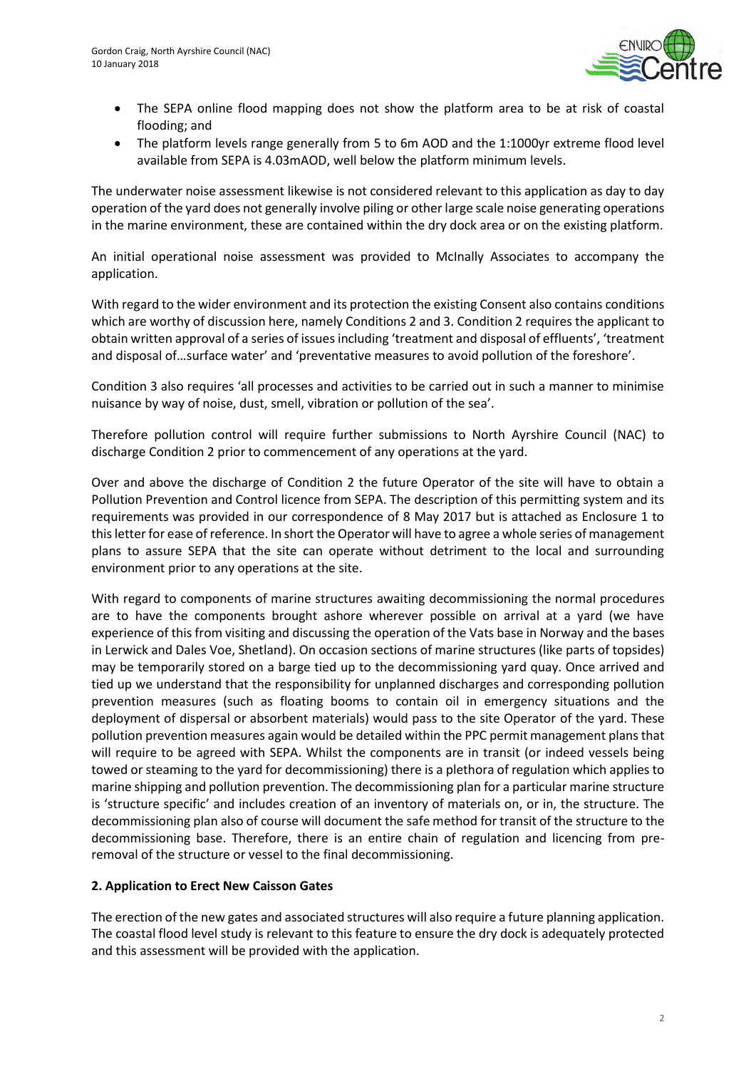- The SEPA online flood mapping does not show the platform area to be at risk of coastal flooding; and
- The platform levels range generally from 5 to 6m AOD and the 1:1000yr extreme flood level available from SEPA is 4.03mAOD, well below the platform minimum levels.

The underwater noise assessment likewise is not considered relevant to this application as day to day operation of the yard does not generally involve piling or other large scale noise generating operations in the marine environment, these are contained within the dry dock area or on the existing platform.

An initial operational noise assessment was provided to McInally Associates to accompany the application.

With regard to the wider environment and its protection the existing Consent also contains conditions which are worthy of discussion here, namely Conditions 2 and 3. Condition 2 requires the applicant to obtain written approval of a series of issues including 'treatment and disposal of effluents', 'treatment and disposal of…surface water' and 'preventative measures to avoid pollution of the foreshore'.

Condition 3 also requires 'all processes and activities to be carried out in such a manner to minimise nuisance by way of noise, dust, smell, vibration or pollution of the sea'.

Therefore pollution control will require further submissions to North Ayrshire Council (NAC) to discharge Condition 2 prior to commencement of any operations at the yard.

Over and above the discharge of Condition 2 the future Operator of the site will have to obtain a Pollution Prevention and Control licence from SEPA. The description of this permitting system and its requirements was provided in our correspondence of 8 May 2017 but is attached as Enclosure 1 to this letter for ease of reference. In short the Operator will have to agree a whole series of management plans to assure SEPA that the site can operate without detriment to the local and surrounding environment prior to any operations at the site.

With regard to components of marine structures awaiting decommissioning the normal procedures are to have the components brought ashore wherever possible on arrival at a yard (we have experience of this from visiting and discussing the operation of the Vats base in Norway and the bases in Lerwick and Dales Voe, Shetland). On occasion sections of marine structures (like parts of topsides) may be temporarily stored on a barge tied up to the decommissioning yard quay. Once arrived and tied up we understand that the responsibility for unplanned discharges and corresponding pollution prevention measures (such as floating booms to contain oil in emergency situations and the deployment of dispersal or absorbent materials) would pass to the site Operator of the yard. These pollution prevention measures again would be detailed within the PPC permit management plans that will require to be agreed with SEPA. Whilst the components are in transit (or indeed vessels being towed or steaming to the yard for decommissioning) there is a plethora of regulation which applies to marine shipping and pollution prevention. The decommissioning plan for a particular marine structure is 'structure specific' and includes creation of an inventory of materials on, or in, the structure. The decommissioning plan also of course will document the safe method for transit of the structure to the decommissioning base. Therefore, there is an entire chain of regulation and licencing from pre-removal of the structure or vessel to the final decommissioning.

**2. Application to Erect New Caisson Gates**

The erection of the new gates and associated structures will also require a future planning application. The coastal flood level study is relevant to this feature to ensure the dry dock is adequately protected and this assessment will be provided with the application.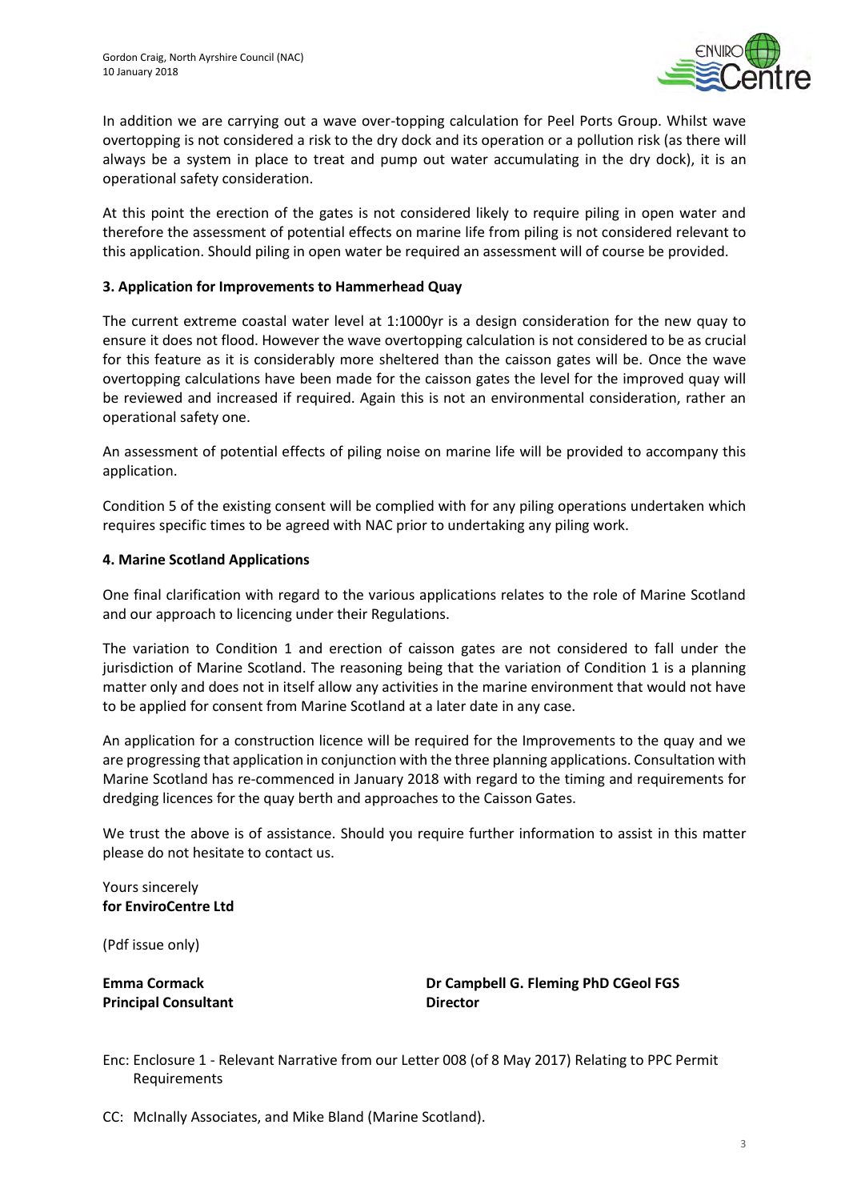In addition we are carrying out a wave over-topping calculation for Peel Ports Group. Whilst wave overtopping is not considered a risk to the dry dock and its operation or a pollution risk (as there will always be a system in place to treat and pump out water accumulating in the dry dock), it is an operational safety consideration.

At this point the erection of the gates is not considered likely to require piling in open water and therefore the assessment of potential effects on marine life from piling is not considered relevant to this application. Should piling in open water be required an assessment will of course be provided.

**3. Application for Improvements to Hammerhead Quay**

The current extreme coastal water level at 1:1000yr is a design consideration for the new quay to ensure it does not flood. However the wave overtopping calculation is not considered to be as crucial for this feature as it is considerably more sheltered than the caisson gates will be. Once the wave overtopping calculations have been made for the caisson gates the level for the improved quay will be reviewed and increased if required. Again this is not an environmental consideration, rather an operational safety one.

An assessment of potential effects of piling noise on marine life will be provided to accompany this application.

Condition 5 of the existing consent will be complied with for any piling operations undertaken which requires specific times to be agreed with NAC prior to undertaking any piling work.

**4. Marine Scotland Applications**

One final clarification with regard to the various applications relates to the role of Marine Scotland and our approach to licencing under their Regulations.

The variation to Condition 1 and erection of caisson gates are not considered to fall under the jurisdiction of Marine Scotland. The reasoning being that the variation of Condition 1 is a planning matter only and does not in itself allow any activities in the marine environment that would not have to be applied for consent from Marine Scotland at a later date in any case.

An application for a construction licence will be required for the Improvements to the quay and we are progressing that application in conjunction with the three planning applications. Consultation with Marine Scotland has re-commenced in January 2018 with regard to the timing and requirements for dredging licences for the quay berth and approaches to the Caisson Gates.

We trust the above is of assistance. Should you require further information to assist in this matter please do not hesitate to contact us.

Yours sincerely
**for EnviroCentre Ltd**

(Pdf issue only)

**Emma Cormack**
**Principal Consultant**

**Dr Campbell G. Fleming PhD CGeol FGS**
**Director**

Enc: Enclosure 1 - Relevant Narrative from our Letter 008 (of 8 May 2017) Relating to PPC Permit Requirements

CC: McInally Associates, and Mike Bland (Marine Scotland).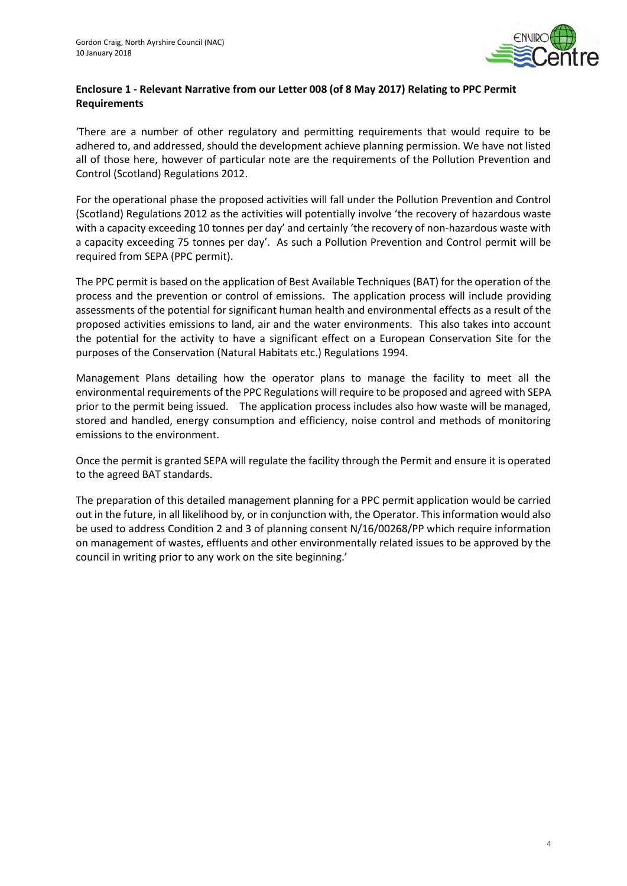**Enclosure 1 - Relevant Narrative from our Letter 008 (of 8 May 2017) Relating to PPC Permit Requirements**

'There are a number of other regulatory and permitting requirements that would require to be adhered to, and addressed, should the development achieve planning permission. We have not listed all of those here, however of particular note are the requirements of the Pollution Prevention and Control (Scotland) Regulations 2012.

For the operational phase the proposed activities will fall under the Pollution Prevention and Control (Scotland) Regulations 2012 as the activities will potentially involve 'the recovery of hazardous waste with a capacity exceeding 10 tonnes per day' and certainly 'the recovery of non-hazardous waste with a capacity exceeding 75 tonnes per day'. As such a Pollution Prevention and Control permit will be required from SEPA (PPC permit).

The PPC permit is based on the application of Best Available Techniques (BAT) for the operation of the process and the prevention or control of emissions. The application process will include providing assessments of the potential for significant human health and environmental effects as a result of the proposed activities emissions to land, air and the water environments. This also takes into account the potential for the activity to have a significant effect on a European Conservation Site for the purposes of the Conservation (Natural Habitats etc.) Regulations 1994.

Management Plans detailing how the operator plans to manage the facility to meet all the environmental requirements of the PPC Regulations will require to be proposed and agreed with SEPA prior to the permit being issued. The application process includes also how waste will be managed, stored and handled, energy consumption and efficiency, noise control and methods of monitoring emissions to the environment.

Once the permit is granted SEPA will regulate the facility through the Permit and ensure it is operated to the agreed BAT standards.

The preparation of this detailed management planning for a PPC permit application would be carried out in the future, in all likelihood by, or in conjunction with, the Operator. This information would also be used to address Condition 2 and 3 of planning consent N/16/00268/PP which require information on management of wastes, effluents and other environmentally related issues to be approved by the council in writing prior to any work on the site beginning.'